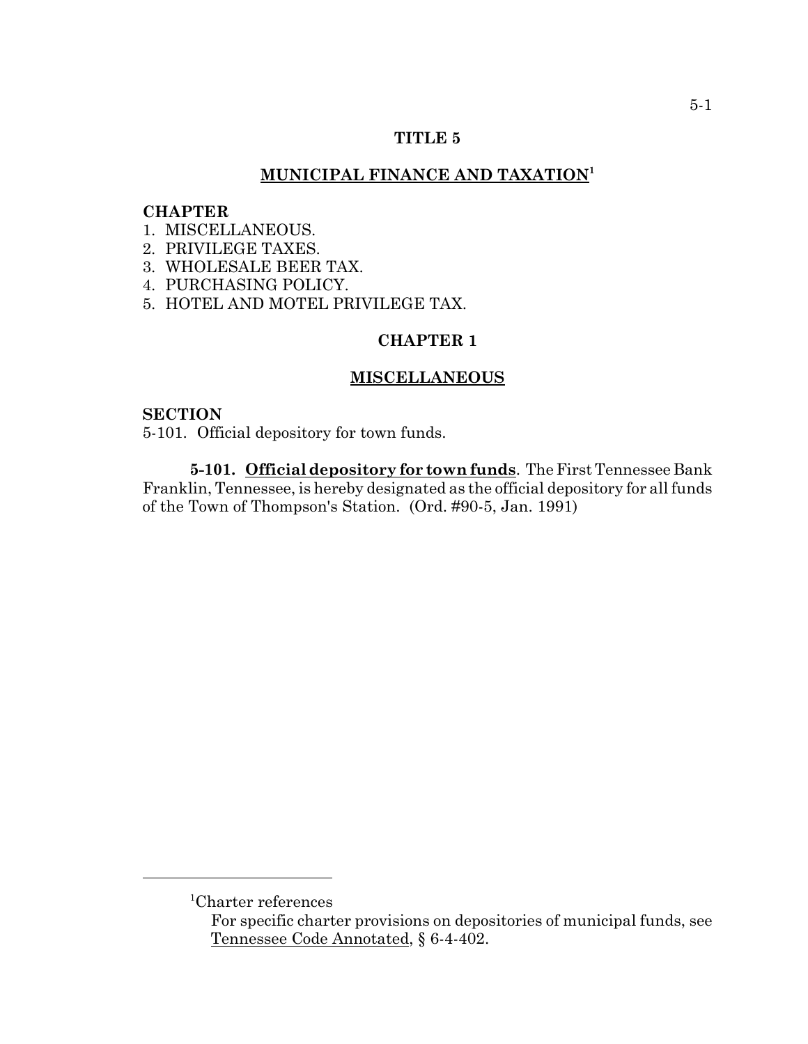# TITLE 5

## MUNICIPAL FINANCE AND TAXATION[1]

**CHAPTER**
1. MISCELLANEOUS.
2. PRIVILEGE TAXES.
3. WHOLESALE BEER TAX.
4. PURCHASING POLICY.
5. HOTEL AND MOTEL PRIVILEGE TAX.

## CHAPTER 1

## MISCELLANEOUS

**SECTION**
5-101. Official depository for town funds.

**5-101. Official depository for town funds**. The First Tennessee Bank Franklin, Tennessee, is hereby designated as the official depository for all funds of the Town of Thompson's Station. (Ord. #90-5, Jan. 1991)

---

[1]Charter references
For specific charter provisions on depositories of municipal funds, see Tennessee Code Annotated, § 6-4-402.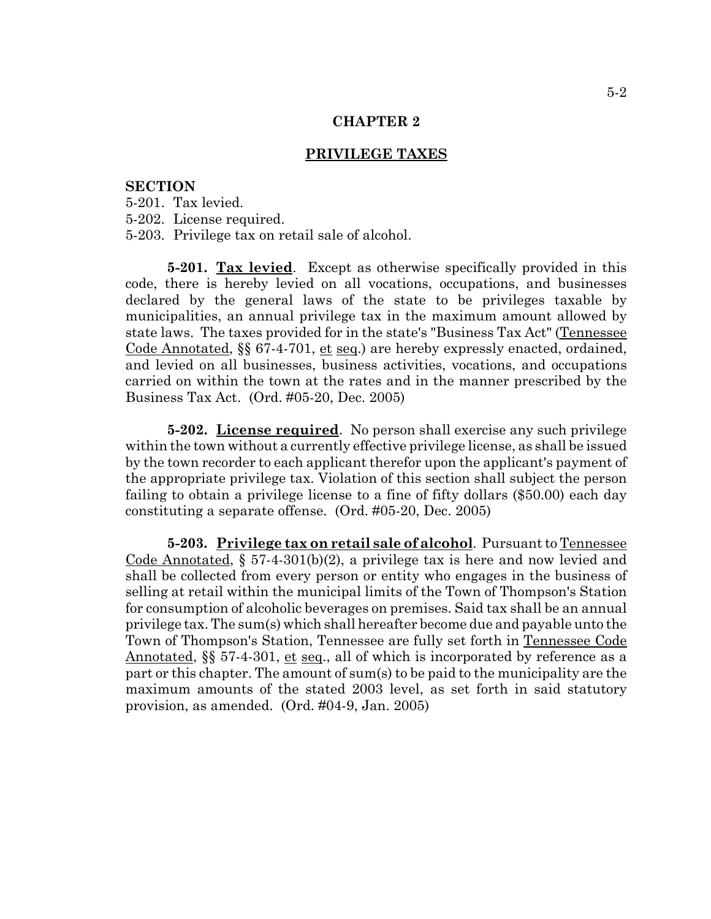## CHAPTER 2

## PRIVILEGE TAXES

**SECTION**

5-201. Tax levied.
5-202. License required.
5-203. Privilege tax on retail sale of alcohol.

**5-201. Tax levied**. Except as otherwise specifically provided in this code, there is hereby levied on all vocations, occupations, and businesses declared by the general laws of the state to be privileges taxable by municipalities, an annual privilege tax in the maximum amount allowed by state laws. The taxes provided for in the state's "Business Tax Act" (Tennessee Code Annotated, §§ 67-4-701, et seq.) are hereby expressly enacted, ordained, and levied on all businesses, business activities, vocations, and occupations carried on within the town at the rates and in the manner prescribed by the Business Tax Act. (Ord. #05-20, Dec. 2005)

**5-202. License required**. No person shall exercise any such privilege within the town without a currently effective privilege license, as shall be issued by the town recorder to each applicant therefor upon the applicant's payment of the appropriate privilege tax. Violation of this section shall subject the person failing to obtain a privilege license to a fine of fifty dollars ($50.00) each day constituting a separate offense. (Ord. #05-20, Dec. 2005)

**5-203. Privilege tax on retail sale of alcohol**. Pursuant to Tennessee Code Annotated, § 57-4-301(b)(2), a privilege tax is here and now levied and shall be collected from every person or entity who engages in the business of selling at retail within the municipal limits of the Town of Thompson's Station for consumption of alcoholic beverages on premises. Said tax shall be an annual privilege tax. The sum(s) which shall hereafter become due and payable unto the Town of Thompson's Station, Tennessee are fully set forth in Tennessee Code Annotated, §§ 57-4-301, et seq., all of which is incorporated by reference as a part or this chapter. The amount of sum(s) to be paid to the municipality are the maximum amounts of the stated 2003 level, as set forth in said statutory provision, as amended. (Ord. #04-9, Jan. 2005)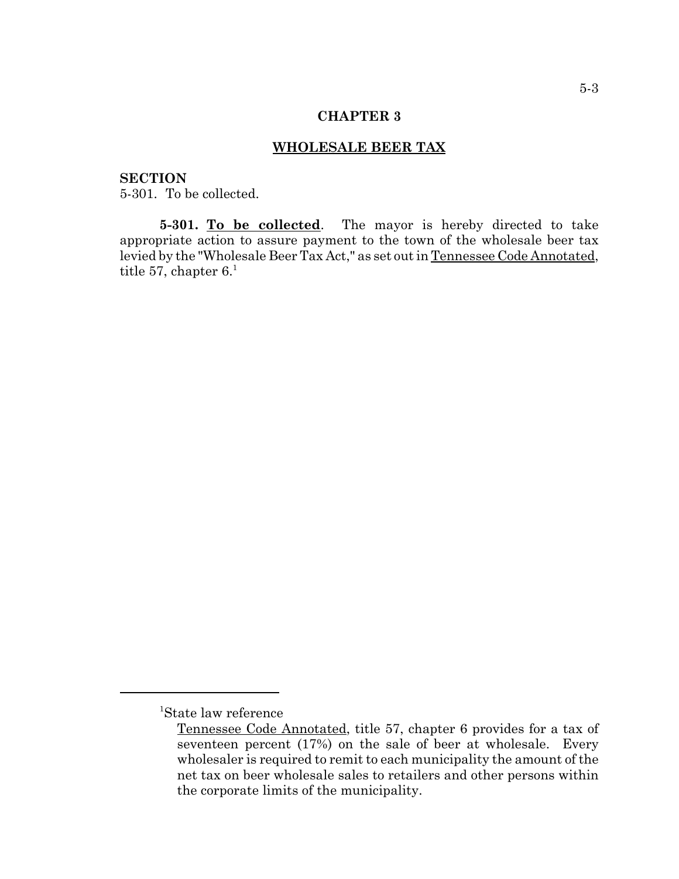# CHAPTER 3

## WHOLESALE BEER TAX

**SECTION**
5-301. To be collected.

**5-301. To be collected**. The mayor is hereby directed to take appropriate action to assure payment to the town of the wholesale beer tax levied by the "Wholesale Beer Tax Act," as set out in Tennessee Code Annotated, title 57, chapter 6.[1]

---

[1]State law reference

Tennessee Code Annotated, title 57, chapter 6 provides for a tax of seventeen percent (17%) on the sale of beer at wholesale. Every wholesaler is required to remit to each municipality the amount of the net tax on beer wholesale sales to retailers and other persons within the corporate limits of the municipality.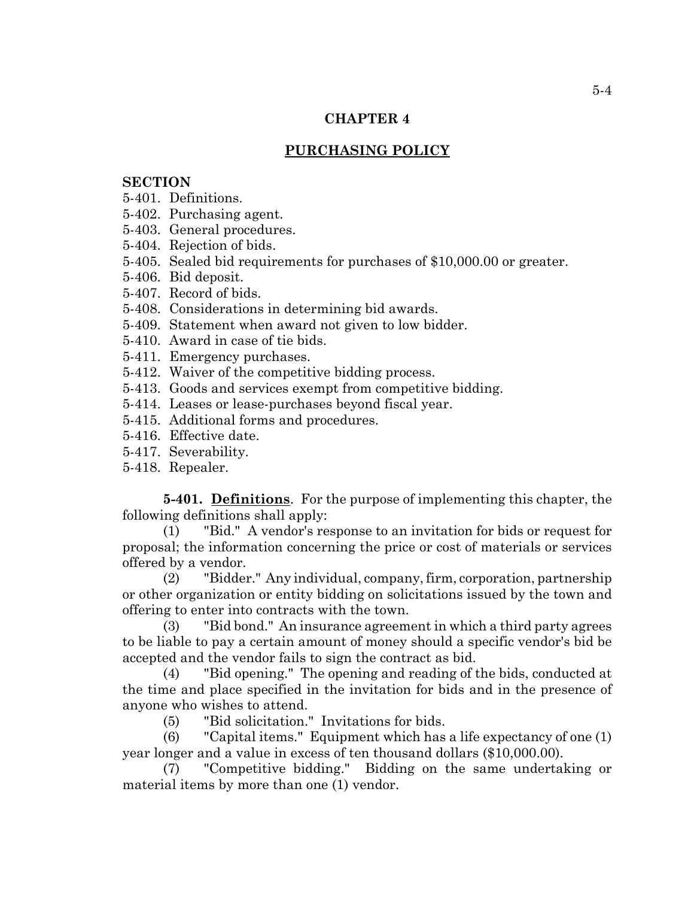## CHAPTER 4

## PURCHASING POLICY

**SECTION**

5-401. Definitions.
5-402. Purchasing agent.
5-403. General procedures.
5-404. Rejection of bids.
5-405. Sealed bid requirements for purchases of $10,000.00 or greater.
5-406. Bid deposit.
5-407. Record of bids.
5-408. Considerations in determining bid awards.
5-409. Statement when award not given to low bidder.
5-410. Award in case of tie bids.
5-411. Emergency purchases.
5-412. Waiver of the competitive bidding process.
5-413. Goods and services exempt from competitive bidding.
5-414. Leases or lease-purchases beyond fiscal year.
5-415. Additional forms and procedures.
5-416. Effective date.
5-417. Severability.
5-418. Repealer.

**5-401. Definitions**. For the purpose of implementing this chapter, the following definitions shall apply:

(1) "Bid." A vendor's response to an invitation for bids or request for proposal; the information concerning the price or cost of materials or services offered by a vendor.

(2) "Bidder." Any individual, company, firm, corporation, partnership or other organization or entity bidding on solicitations issued by the town and offering to enter into contracts with the town.

(3) "Bid bond." An insurance agreement in which a third party agrees to be liable to pay a certain amount of money should a specific vendor's bid be accepted and the vendor fails to sign the contract as bid.

(4) "Bid opening." The opening and reading of the bids, conducted at the time and place specified in the invitation for bids and in the presence of anyone who wishes to attend.

(5) "Bid solicitation." Invitations for bids.

(6) "Capital items." Equipment which has a life expectancy of one (1) year longer and a value in excess of ten thousand dollars ($10,000.00).

(7) "Competitive bidding." Bidding on the same undertaking or material items by more than one (1) vendor.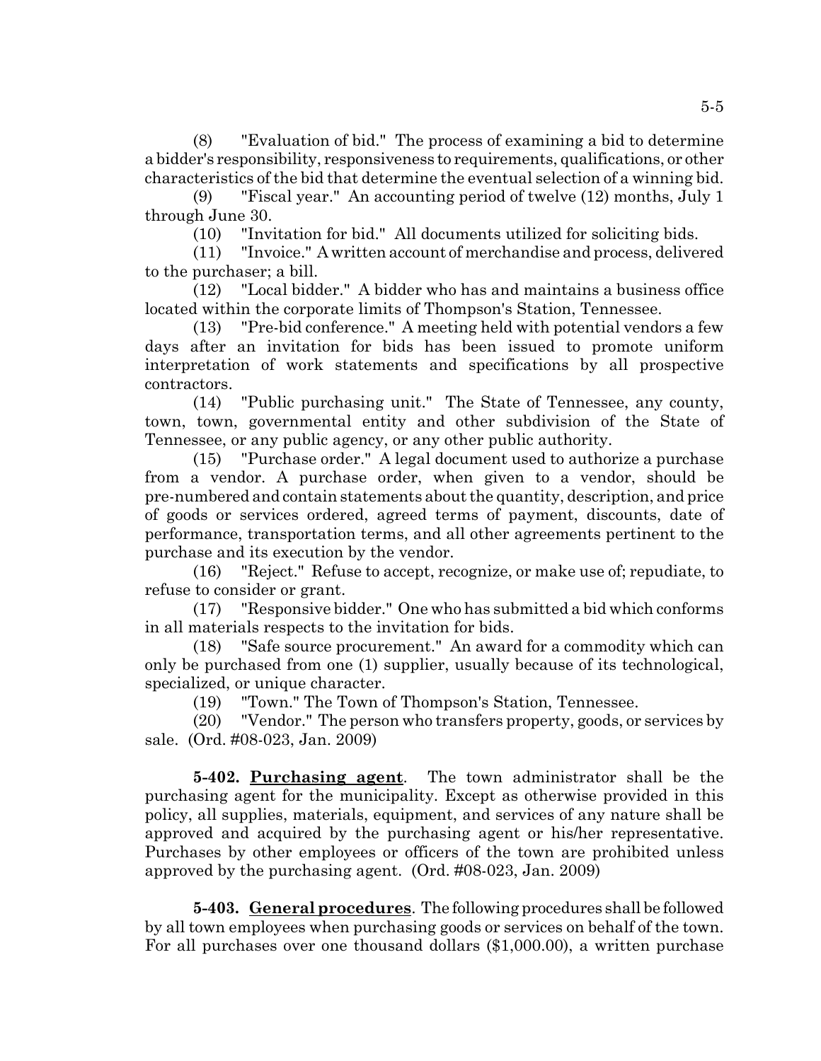(8) "Evaluation of bid." The process of examining a bid to determine a bidder's responsibility, responsiveness to requirements, qualifications, or other characteristics of the bid that determine the eventual selection of a winning bid.

(9) "Fiscal year." An accounting period of twelve (12) months, July 1 through June 30.

(10) "Invitation for bid." All documents utilized for soliciting bids.

(11) "Invoice." A written account of merchandise and process, delivered to the purchaser; a bill.

(12) "Local bidder." A bidder who has and maintains a business office located within the corporate limits of Thompson's Station, Tennessee.

(13) "Pre-bid conference." A meeting held with potential vendors a few days after an invitation for bids has been issued to promote uniform interpretation of work statements and specifications by all prospective contractors.

(14) "Public purchasing unit." The State of Tennessee, any county, town, town, governmental entity and other subdivision of the State of Tennessee, or any public agency, or any other public authority.

(15) "Purchase order." A legal document used to authorize a purchase from a vendor. A purchase order, when given to a vendor, should be pre-numbered and contain statements about the quantity, description, and price of goods or services ordered, agreed terms of payment, discounts, date of performance, transportation terms, and all other agreements pertinent to the purchase and its execution by the vendor.

(16) "Reject." Refuse to accept, recognize, or make use of; repudiate, to refuse to consider or grant.

(17) "Responsive bidder." One who has submitted a bid which conforms in all materials respects to the invitation for bids.

(18) "Safe source procurement." An award for a commodity which can only be purchased from one (1) supplier, usually because of its technological, specialized, or unique character.

(19) "Town." The Town of Thompson's Station, Tennessee.

(20) "Vendor." The person who transfers property, goods, or services by sale. (Ord. #08-023, Jan. 2009)

**5-402. Purchasing agent**. The town administrator shall be the purchasing agent for the municipality. Except as otherwise provided in this policy, all supplies, materials, equipment, and services of any nature shall be approved and acquired by the purchasing agent or his/her representative. Purchases by other employees or officers of the town are prohibited unless approved by the purchasing agent. (Ord. #08-023, Jan. 2009)

**5-403. General procedures**. The following procedures shall be followed by all town employees when purchasing goods or services on behalf of the town. For all purchases over one thousand dollars ($1,000.00), a written purchase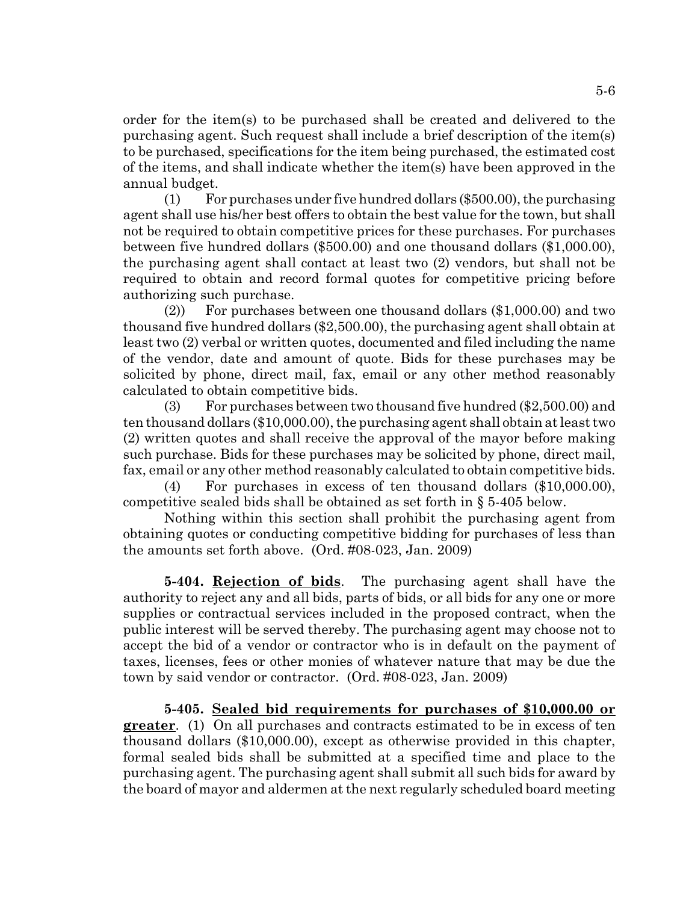order for the item(s) to be purchased shall be created and delivered to the purchasing agent. Such request shall include a brief description of the item(s) to be purchased, specifications for the item being purchased, the estimated cost of the items, and shall indicate whether the item(s) have been approved in the annual budget.

(1) For purchases under five hundred dollars ($500.00), the purchasing agent shall use his/her best offers to obtain the best value for the town, but shall not be required to obtain competitive prices for these purchases. For purchases between five hundred dollars ($500.00) and one thousand dollars ($1,000.00), the purchasing agent shall contact at least two (2) vendors, but shall not be required to obtain and record formal quotes for competitive pricing before authorizing such purchase.

(2)) For purchases between one thousand dollars ($1,000.00) and two thousand five hundred dollars ($2,500.00), the purchasing agent shall obtain at least two (2) verbal or written quotes, documented and filed including the name of the vendor, date and amount of quote. Bids for these purchases may be solicited by phone, direct mail, fax, email or any other method reasonably calculated to obtain competitive bids.

(3) For purchases between two thousand five hundred ($2,500.00) and ten thousand dollars ($10,000.00), the purchasing agent shall obtain at least two (2) written quotes and shall receive the approval of the mayor before making such purchase. Bids for these purchases may be solicited by phone, direct mail, fax, email or any other method reasonably calculated to obtain competitive bids.

(4) For purchases in excess of ten thousand dollars ($10,000.00), competitive sealed bids shall be obtained as set forth in § 5-405 below.

Nothing within this section shall prohibit the purchasing agent from obtaining quotes or conducting competitive bidding for purchases of less than the amounts set forth above. (Ord. #08-023, Jan. 2009)

**5-404. Rejection of bids**. The purchasing agent shall have the authority to reject any and all bids, parts of bids, or all bids for any one or more supplies or contractual services included in the proposed contract, when the public interest will be served thereby. The purchasing agent may choose not to accept the bid of a vendor or contractor who is in default on the payment of taxes, licenses, fees or other monies of whatever nature that may be due the town by said vendor or contractor. (Ord. #08-023, Jan. 2009)

**5-405. Sealed bid requirements for purchases of $10,000.00 or greater**. (1) On all purchases and contracts estimated to be in excess of ten thousand dollars ($10,000.00), except as otherwise provided in this chapter, formal sealed bids shall be submitted at a specified time and place to the purchasing agent. The purchasing agent shall submit all such bids for award by the board of mayor and aldermen at the next regularly scheduled board meeting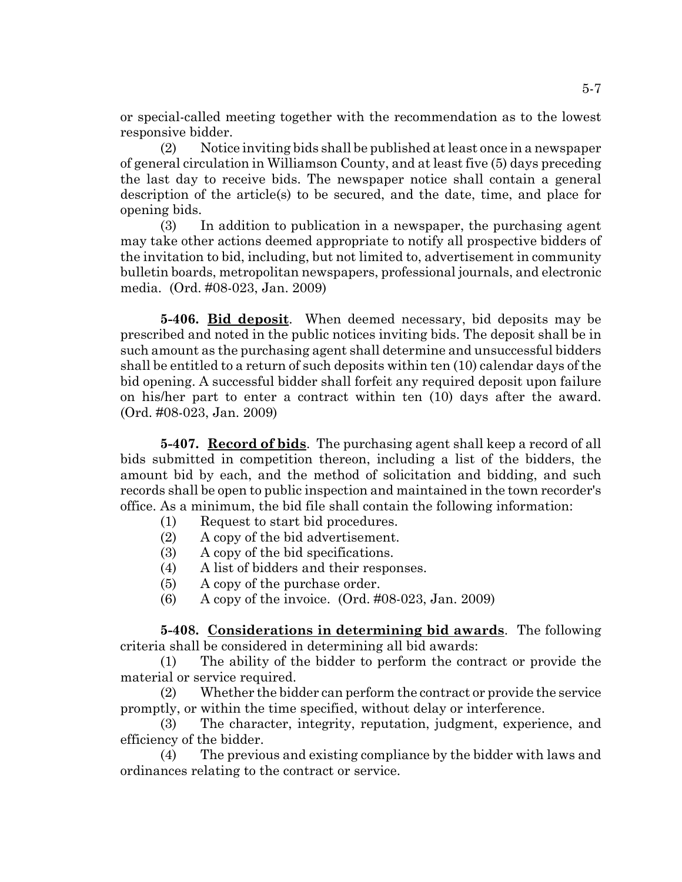or special-called meeting together with the recommendation as to the lowest responsive bidder.

(2) Notice inviting bids shall be published at least once in a newspaper of general circulation in Williamson County, and at least five (5) days preceding the last day to receive bids. The newspaper notice shall contain a general description of the article(s) to be secured, and the date, time, and place for opening bids.

(3) In addition to publication in a newspaper, the purchasing agent may take other actions deemed appropriate to notify all prospective bidders of the invitation to bid, including, but not limited to, advertisement in community bulletin boards, metropolitan newspapers, professional journals, and electronic media. (Ord. #08-023, Jan. 2009)

**5-406. Bid deposit**. When deemed necessary, bid deposits may be prescribed and noted in the public notices inviting bids. The deposit shall be in such amount as the purchasing agent shall determine and unsuccessful bidders shall be entitled to a return of such deposits within ten (10) calendar days of the bid opening. A successful bidder shall forfeit any required deposit upon failure on his/her part to enter a contract within ten (10) days after the award. (Ord. #08-023, Jan. 2009)

**5-407. Record of bids**. The purchasing agent shall keep a record of all bids submitted in competition thereon, including a list of the bidders, the amount bid by each, and the method of solicitation and bidding, and such records shall be open to public inspection and maintained in the town recorder's office. As a minimum, the bid file shall contain the following information:

(1) Request to start bid procedures.
(2) A copy of the bid advertisement.
(3) A copy of the bid specifications.
(4) A list of bidders and their responses.
(5) A copy of the purchase order.
(6) A copy of the invoice. (Ord. #08-023, Jan. 2009)

**5-408. Considerations in determining bid awards**. The following criteria shall be considered in determining all bid awards:

(1) The ability of the bidder to perform the contract or provide the material or service required.

(2) Whether the bidder can perform the contract or provide the service promptly, or within the time specified, without delay or interference.

(3) The character, integrity, reputation, judgment, experience, and efficiency of the bidder.

(4) The previous and existing compliance by the bidder with laws and ordinances relating to the contract or service.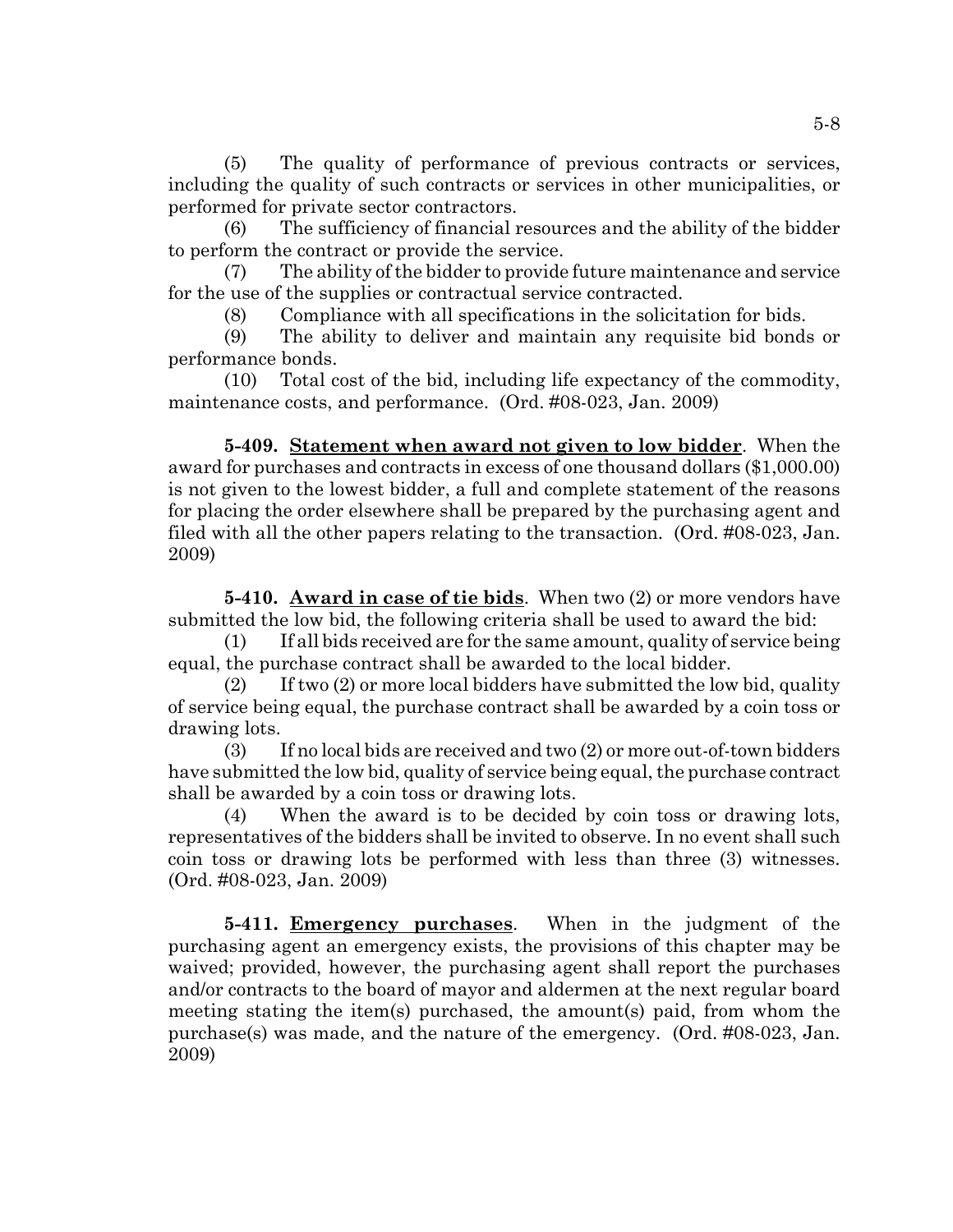(5) The quality of performance of previous contracts or services, including the quality of such contracts or services in other municipalities, or performed for private sector contractors.

(6) The sufficiency of financial resources and the ability of the bidder to perform the contract or provide the service.

(7) The ability of the bidder to provide future maintenance and service for the use of the supplies or contractual service contracted.

(8) Compliance with all specifications in the solicitation for bids.

(9) The ability to deliver and maintain any requisite bid bonds or performance bonds.

(10) Total cost of the bid, including life expectancy of the commodity, maintenance costs, and performance. (Ord. #08-023, Jan. 2009)

**5-409. Statement when award not given to low bidder**. When the award for purchases and contracts in excess of one thousand dollars ($1,000.00) is not given to the lowest bidder, a full and complete statement of the reasons for placing the order elsewhere shall be prepared by the purchasing agent and filed with all the other papers relating to the transaction. (Ord. #08-023, Jan. 2009)

**5-410. Award in case of tie bids**. When two (2) or more vendors have submitted the low bid, the following criteria shall be used to award the bid:

(1) If all bids received are for the same amount, quality of service being equal, the purchase contract shall be awarded to the local bidder.

(2) If two (2) or more local bidders have submitted the low bid, quality of service being equal, the purchase contract shall be awarded by a coin toss or drawing lots.

(3) If no local bids are received and two (2) or more out-of-town bidders have submitted the low bid, quality of service being equal, the purchase contract shall be awarded by a coin toss or drawing lots.

(4) When the award is to be decided by coin toss or drawing lots, representatives of the bidders shall be invited to observe. In no event shall such coin toss or drawing lots be performed with less than three (3) witnesses. (Ord. #08-023, Jan. 2009)

**5-411. Emergency purchases**. When in the judgment of the purchasing agent an emergency exists, the provisions of this chapter may be waived; provided, however, the purchasing agent shall report the purchases and/or contracts to the board of mayor and aldermen at the next regular board meeting stating the item(s) purchased, the amount(s) paid, from whom the purchase(s) was made, and the nature of the emergency. (Ord. #08-023, Jan. 2009)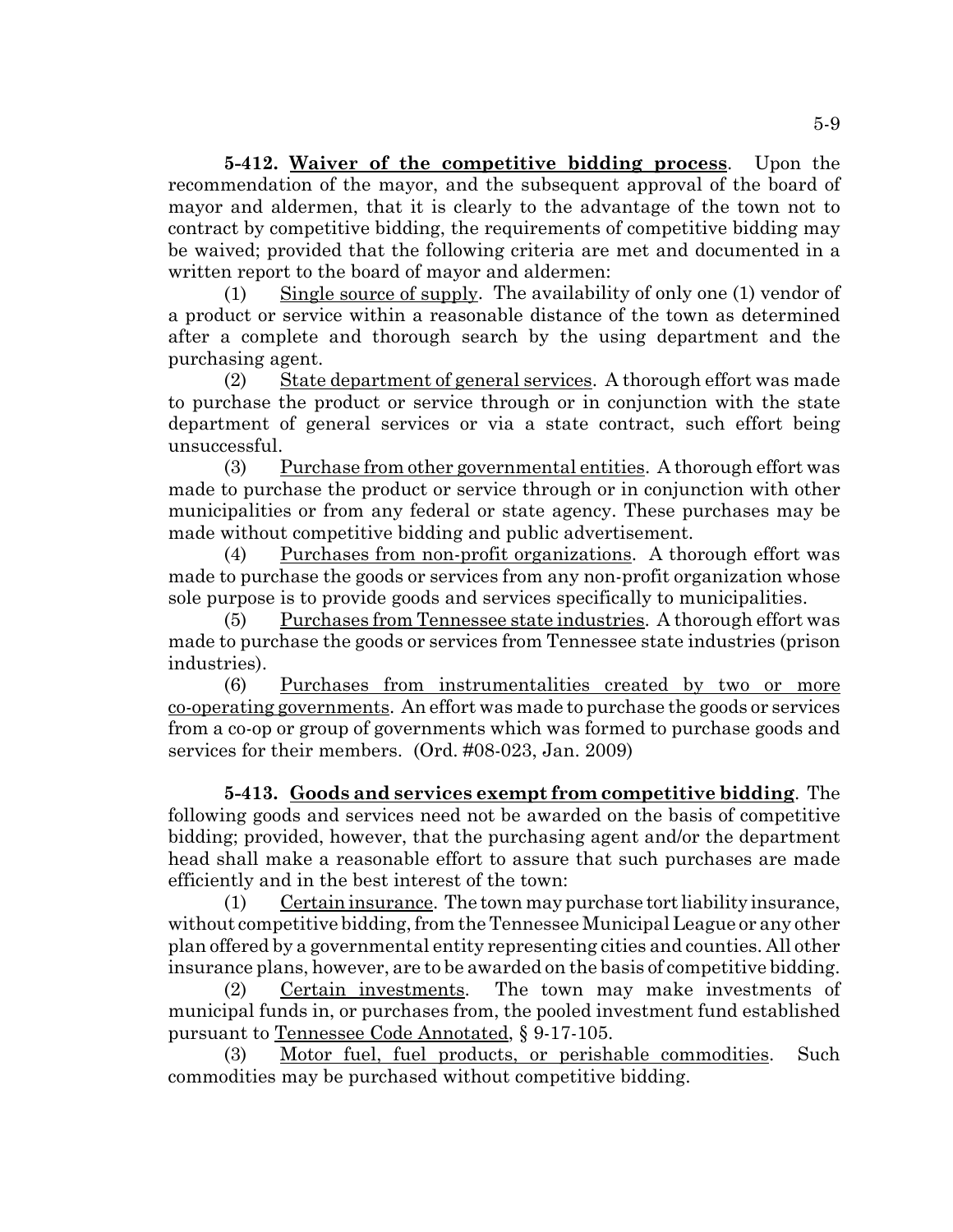**5-412. Waiver of the competitive bidding process**. Upon the recommendation of the mayor, and the subsequent approval of the board of mayor and aldermen, that it is clearly to the advantage of the town not to contract by competitive bidding, the requirements of competitive bidding may be waived; provided that the following criteria are met and documented in a written report to the board of mayor and aldermen:

(1) Single source of supply. The availability of only one (1) vendor of a product or service within a reasonable distance of the town as determined after a complete and thorough search by the using department and the purchasing agent.

(2) State department of general services. A thorough effort was made to purchase the product or service through or in conjunction with the state department of general services or via a state contract, such effort being unsuccessful.

(3) Purchase from other governmental entities. A thorough effort was made to purchase the product or service through or in conjunction with other municipalities or from any federal or state agency. These purchases may be made without competitive bidding and public advertisement.

(4) Purchases from non-profit organizations. A thorough effort was made to purchase the goods or services from any non-profit organization whose sole purpose is to provide goods and services specifically to municipalities.

(5) Purchases from Tennessee state industries. A thorough effort was made to purchase the goods or services from Tennessee state industries (prison industries).

(6) Purchases from instrumentalities created by two or more co-operating governments. An effort was made to purchase the goods or services from a co-op or group of governments which was formed to purchase goods and services for their members. (Ord. #08-023, Jan. 2009)

**5-413. Goods and services exempt from competitive bidding**. The following goods and services need not be awarded on the basis of competitive bidding; provided, however, that the purchasing agent and/or the department head shall make a reasonable effort to assure that such purchases are made efficiently and in the best interest of the town:

(1) Certain insurance. The town may purchase tort liability insurance, without competitive bidding, from the Tennessee Municipal League or any other plan offered by a governmental entity representing cities and counties. All other insurance plans, however, are to be awarded on the basis of competitive bidding.

(2) Certain investments. The town may make investments of municipal funds in, or purchases from, the pooled investment fund established pursuant to Tennessee Code Annotated, § 9-17-105.

(3) Motor fuel, fuel products, or perishable commodities. Such commodities may be purchased without competitive bidding.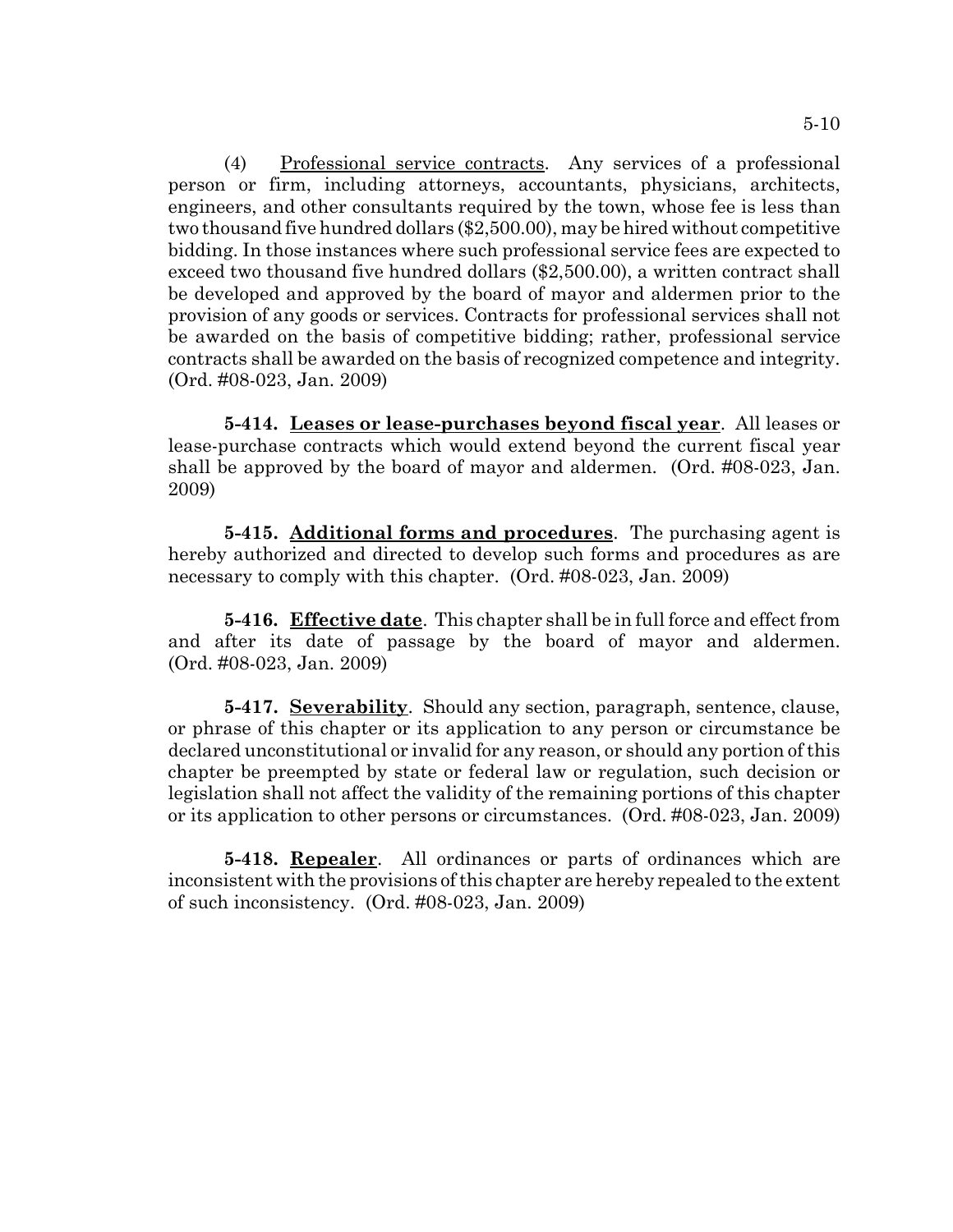(4) Professional service contracts. Any services of a professional person or firm, including attorneys, accountants, physicians, architects, engineers, and other consultants required by the town, whose fee is less than two thousand five hundred dollars ($2,500.00), may be hired without competitive bidding. In those instances where such professional service fees are expected to exceed two thousand five hundred dollars ($2,500.00), a written contract shall be developed and approved by the board of mayor and aldermen prior to the provision of any goods or services. Contracts for professional services shall not be awarded on the basis of competitive bidding; rather, professional service contracts shall be awarded on the basis of recognized competence and integrity. (Ord. #08-023, Jan. 2009)

**5-414. Leases or lease-purchases beyond fiscal year**. All leases or lease-purchase contracts which would extend beyond the current fiscal year shall be approved by the board of mayor and aldermen. (Ord. #08-023, Jan. 2009)

**5-415. Additional forms and procedures**. The purchasing agent is hereby authorized and directed to develop such forms and procedures as are necessary to comply with this chapter. (Ord. #08-023, Jan. 2009)

**5-416. Effective date**. This chapter shall be in full force and effect from and after its date of passage by the board of mayor and aldermen. (Ord. #08-023, Jan. 2009)

**5-417. Severability**. Should any section, paragraph, sentence, clause, or phrase of this chapter or its application to any person or circumstance be declared unconstitutional or invalid for any reason, or should any portion of this chapter be preempted by state or federal law or regulation, such decision or legislation shall not affect the validity of the remaining portions of this chapter or its application to other persons or circumstances. (Ord. #08-023, Jan. 2009)

**5-418. Repealer**. All ordinances or parts of ordinances which are inconsistent with the provisions of this chapter are hereby repealed to the extent of such inconsistency. (Ord. #08-023, Jan. 2009)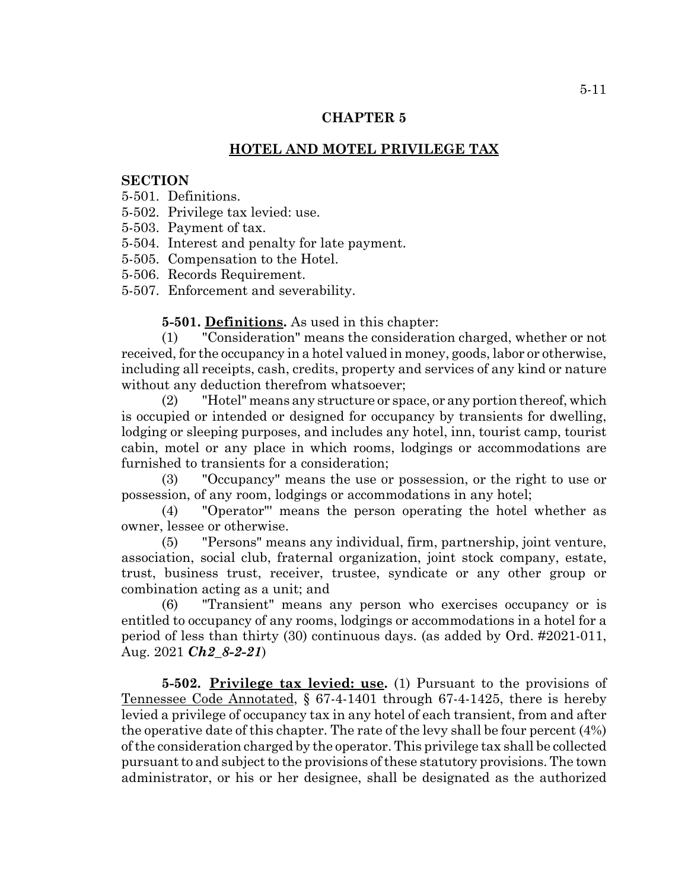# CHAPTER 5

## HOTEL AND MOTEL PRIVILEGE TAX

**SECTION**

5-501. Definitions.
5-502. Privilege tax levied: use.
5-503. Payment of tax.
5-504. Interest and penalty for late payment.
5-505. Compensation to the Hotel.
5-506. Records Requirement.
5-507. Enforcement and severability.

**5-501. Definitions.** As used in this chapter:

(1) "Consideration" means the consideration charged, whether or not received, for the occupancy in a hotel valued in money, goods, labor or otherwise, including all receipts, cash, credits, property and services of any kind or nature without any deduction therefrom whatsoever;

(2) "Hotel" means any structure or space, or any portion thereof, which is occupied or intended or designed for occupancy by transients for dwelling, lodging or sleeping purposes, and includes any hotel, inn, tourist camp, tourist cabin, motel or any place in which rooms, lodgings or accommodations are furnished to transients for a consideration;

(3) "Occupancy" means the use or possession, or the right to use or possession, of any room, lodgings or accommodations in any hotel;

(4) "Operator"' means the person operating the hotel whether as owner, lessee or otherwise.

(5) "Persons" means any individual, firm, partnership, joint venture, association, social club, fraternal organization, joint stock company, estate, trust, business trust, receiver, trustee, syndicate or any other group or combination acting as a unit; and

(6) "Transient" means any person who exercises occupancy or is entitled to occupancy of any rooms, lodgings or accommodations in a hotel for a period of less than thirty (30) continuous days. (as added by Ord. #2021-011, Aug. 2021 ***Ch2_8-2-21***)

**5-502. Privilege tax levied: use.** (1) Pursuant to the provisions of Tennessee Code Annotated, § 67-4-1401 through 67-4-1425, there is hereby levied a privilege of occupancy tax in any hotel of each transient, from and after the operative date of this chapter. The rate of the levy shall be four percent (4%) of the consideration charged by the operator. This privilege tax shall be collected pursuant to and subject to the provisions of these statutory provisions. The town administrator, or his or her designee, shall be designated as the authorized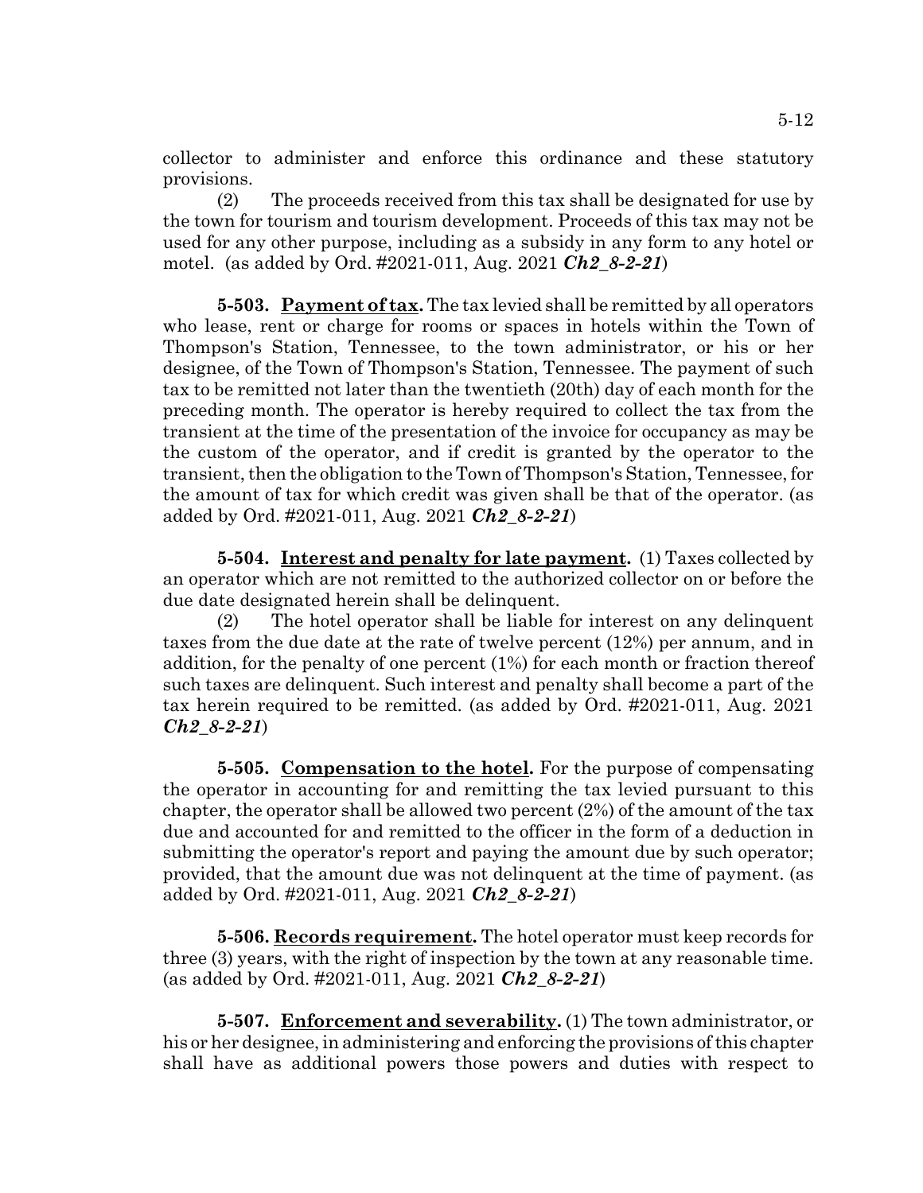collector to administer and enforce this ordinance and these statutory provisions.

(2) The proceeds received from this tax shall be designated for use by the town for tourism and tourism development. Proceeds of this tax may not be used for any other purpose, including as a subsidy in any form to any hotel or motel. (as added by Ord. #2021-011, Aug. 2021 ***Ch2_8-2-21***)

**5-503. Payment of tax.** The tax levied shall be remitted by all operators who lease, rent or charge for rooms or spaces in hotels within the Town of Thompson's Station, Tennessee, to the town administrator, or his or her designee, of the Town of Thompson's Station, Tennessee. The payment of such tax to be remitted not later than the twentieth (20th) day of each month for the preceding month. The operator is hereby required to collect the tax from the transient at the time of the presentation of the invoice for occupancy as may be the custom of the operator, and if credit is granted by the operator to the transient, then the obligation to the Town of Thompson's Station, Tennessee, for the amount of tax for which credit was given shall be that of the operator. (as added by Ord. #2021-011, Aug. 2021 ***Ch2_8-2-21***)

**5-504. Interest and penalty for late payment.** (1) Taxes collected by an operator which are not remitted to the authorized collector on or before the due date designated herein shall be delinquent.

(2) The hotel operator shall be liable for interest on any delinquent taxes from the due date at the rate of twelve percent (12%) per annum, and in addition, for the penalty of one percent (1%) for each month or fraction thereof such taxes are delinquent. Such interest and penalty shall become a part of the tax herein required to be remitted. (as added by Ord. #2021-011, Aug. 2021 ***Ch2_8-2-21***)

**5-505. Compensation to the hotel.** For the purpose of compensating the operator in accounting for and remitting the tax levied pursuant to this chapter, the operator shall be allowed two percent (2%) of the amount of the tax due and accounted for and remitted to the officer in the form of a deduction in submitting the operator's report and paying the amount due by such operator; provided, that the amount due was not delinquent at the time of payment. (as added by Ord. #2021-011, Aug. 2021 ***Ch2_8-2-21***)

**5-506. Records requirement.** The hotel operator must keep records for three (3) years, with the right of inspection by the town at any reasonable time. (as added by Ord. #2021-011, Aug. 2021 ***Ch2_8-2-21***)

**5-507. Enforcement and severability.** (1) The town administrator, or his or her designee, in administering and enforcing the provisions of this chapter shall have as additional powers those powers and duties with respect to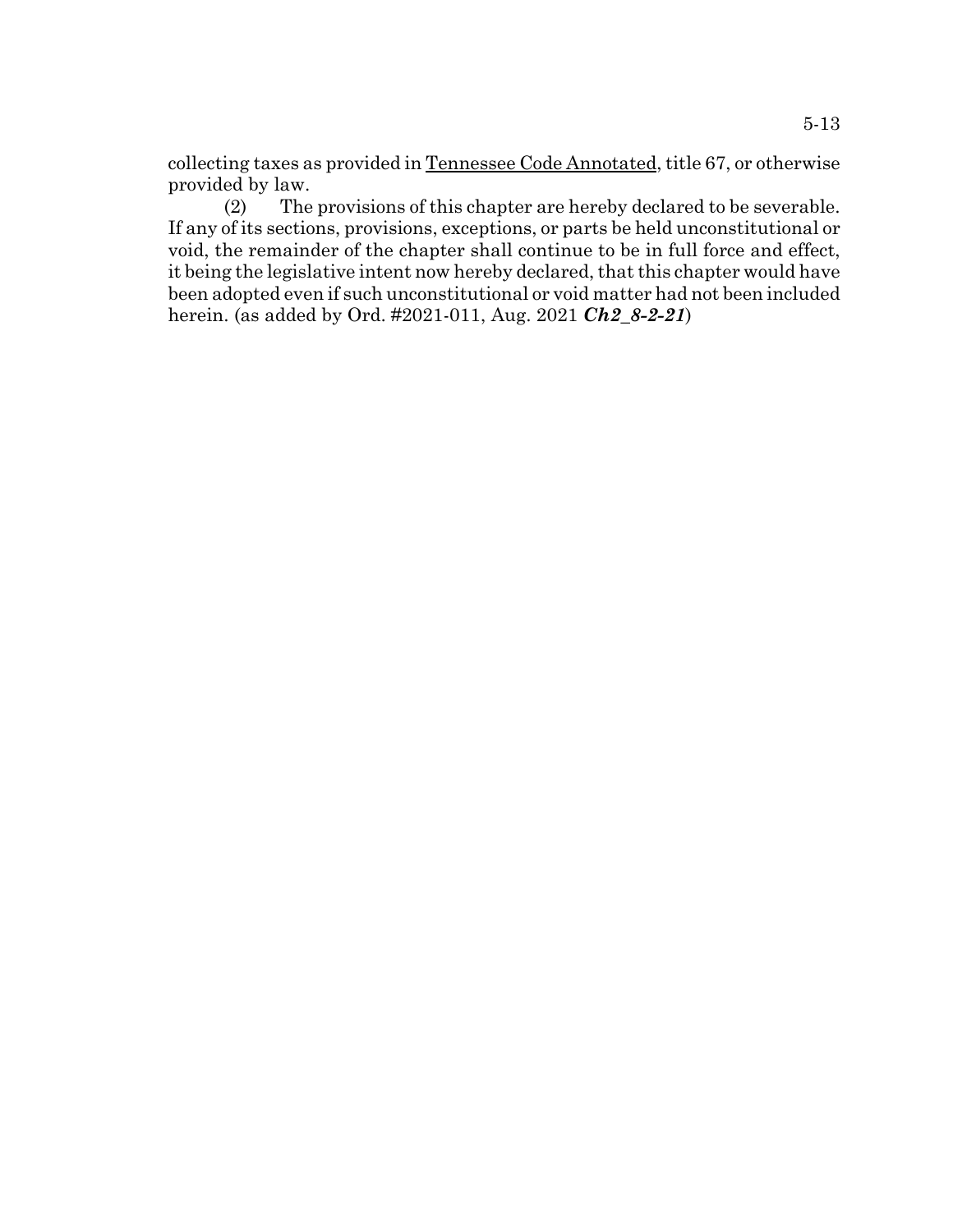collecting taxes as provided in Tennessee Code Annotated, title 67, or otherwise provided by law.

(2) The provisions of this chapter are hereby declared to be severable. If any of its sections, provisions, exceptions, or parts be held unconstitutional or void, the remainder of the chapter shall continue to be in full force and effect, it being the legislative intent now hereby declared, that this chapter would have been adopted even if such unconstitutional or void matter had not been included herein. (as added by Ord. #2021-011, Aug. 2021 ***Ch2_8-2-21***)